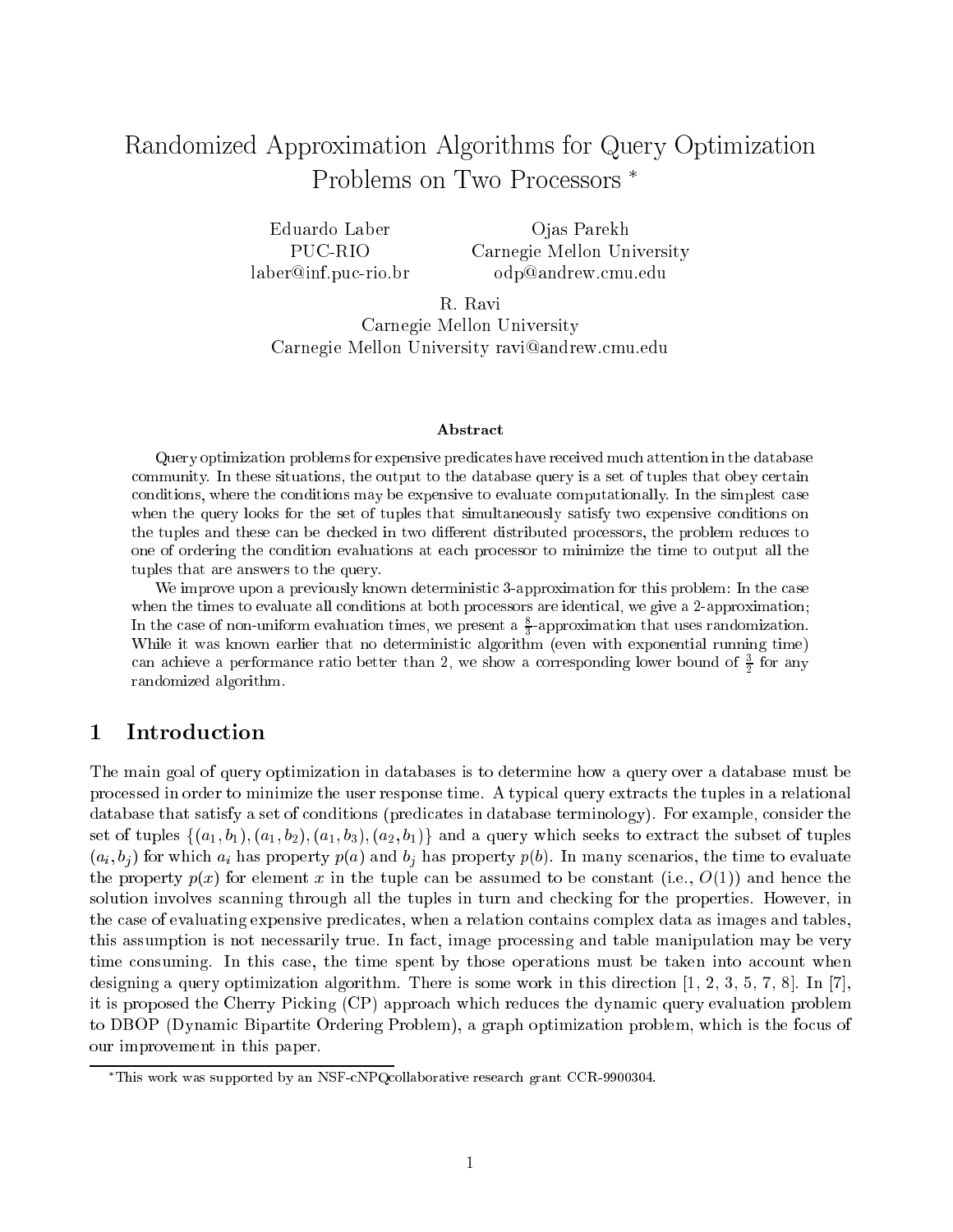# Randomized Approximation Algorithms for Query Optimization Problems on Two Processors *

Eduardo Laber
PUC-RIO
laber@inf.puc-rio.br

Ojas Parekh
Carnegie Mellon University
odp@andrew.cmu.edu

R. Ravi
Carnegie Mellon University
Carnegie Mellon University ravi@andrew.cmu.edu

### Abstract

Query optimization problems for expensive predicates have received much attention in the database community. In these situations, the output to the database query is a set of tuples that obey certain conditions, where the conditions may be expensive to evaluate computationally. In the simplest case when the query looks for the set of tuples that simultaneously satisfy two expensive conditions on the tuples and these can be checked in two different distributed processors, the problem reduces to one of ordering the condition evaluations at each processor to minimize the time to output all the tuples that are answers to the query.

We improve upon a previously known deterministic 3-approximation for this problem: In the case when the times to evaluate all conditions at both processors are identical, we give a 2-approximation; In the case of non-uniform evaluation times, we present a $\frac{8}{3}$-approximation that uses randomization. While it was known earlier that no deterministic algorithm (even with exponential running time) can achieve a performance ratio better than 2, we show a corresponding lower bound of $\frac{3}{2}$ for any randomized algorithm.

## 1 Introduction

The main goal of query optimization in databases is to determine how a query over a database must be processed in order to minimize the user response time. A typical query extracts the tuples in a relational database that satisfy a set of conditions (predicates in database terminology). For example, consider the set of tuples $\{(a_1, b_1), (a_1, b_2), (a_1, b_3), (a_2, b_1)\}$ and a query which seeks to extract the subset of tuples $(a_i, b_j)$ for which $a_i$ has property $p(a)$ and $b_j$ has property $p(b)$. In many scenarios, the time to evaluate the property $p(x)$ for element $x$ in the tuple can be assumed to be constant (i.e., $O(1)$) and hence the solution involves scanning through all the tuples in turn and checking for the properties. However, in the case of evaluating expensive predicates, when a relation contains complex data as images and tables, this assumption is not necessarily true. In fact, image processing and table manipulation may be very time consuming. In this case, the time spent by those operations must be taken into account when designing a query optimization algorithm. There is some work in this direction [1, 2, 3, 5, 7, 8]. In [7], it is proposed the Cherry Picking (CP) approach which reduces the dynamic query evaluation problem to DBOP (Dynamic Bipartite Ordering Problem), a graph optimization problem, which is the focus of our improvement in this paper.

*This work was supported by an NSF-cNPQcollaborative research grant CCR-9900304.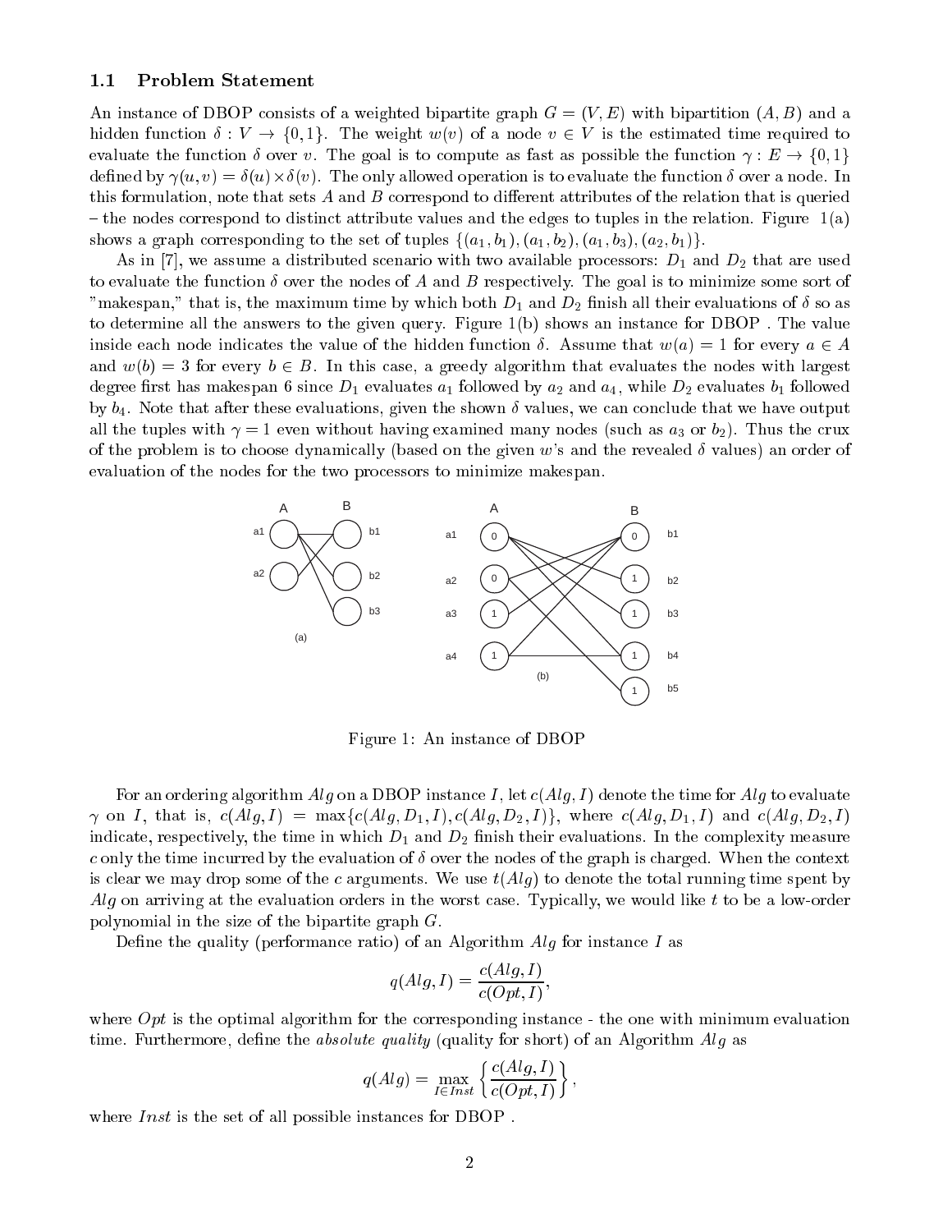### 1.1 Problem Statement

An instance of DBOP consists of a weighted bipartite graph $G = (V, E)$ with bipartition $(A, B)$ and a hidden function $\delta : V \to \{0, 1\}$. The weight $w(v)$ of a node $v \in V$ is the estimated time required to evaluate the function $\delta$ over $v$. The goal is to compute as fast as possible the function $\gamma : E \to \{0, 1\}$ defined by $\gamma(u, v) = \delta(u) \times \delta(v)$. The only allowed operation is to evaluate the function $\delta$ over a node. In this formulation, note that sets $A$ and $B$ correspond to different attributes of the relation that is queried – the nodes correspond to distinct attribute values and the edges to tuples in the relation. Figure 1(a) shows a graph corresponding to the set of tuples $\{(a_1, b_1), (a_1, b_2), (a_1, b_3), (a_2, b_1)\}$.

As in [7], we assume a distributed scenario with two available processors: $D_1$ and $D_2$ that are used to evaluate the function $\delta$ over the nodes of $A$ and $B$ respectively. The goal is to minimize some sort of "makespan," that is, the maximum time by which both $D_1$ and $D_2$ finish all their evaluations of $\delta$ so as to determine all the answers to the given query. Figure 1(b) shows an instance for DBOP . The value inside each node indicates the value of the hidden function $\delta$. Assume that $w(a) = 1$ for every $a \in A$ and $w(b) = 3$ for every $b \in B$. In this case, a greedy algorithm that evaluates the nodes with largest degree first has makespan 6 since $D_1$ evaluates $a_1$ followed by $a_2$ and $a_4$, while $D_2$ evaluates $b_1$ followed by $b_4$. Note that after these evaluations, given the shown $\delta$ values, we can conclude that we have output all the tuples with $\gamma = 1$ even without having examined many nodes (such as $a_3$ or $b_2$). Thus the crux of the problem is to choose dynamically (based on the given $w$'s and the revealed $\delta$ values) an order of evaluation of the nodes for the two processors to minimize makespan.

Figure 1: An instance of DBOP

For an ordering algorithm $Alg$ on a DBOP instance $I$, let $c(Alg, I)$ denote the time for $Alg$ to evaluate $\gamma$ on $I$, that is, $c(Alg, I) = \max\{c(Alg, D_1, I), c(Alg, D_2, I)\}$, where $c(Alg, D_1, I)$ and $c(Alg, D_2, I)$ indicate, respectively, the time in which $D_1$ and $D_2$ finish their evaluations. In the complexity measure $c$ only the time incurred by the evaluation of $\delta$ over the nodes of the graph is charged. When the context is clear we may drop some of the $c$ arguments. We use $t(Alg)$ to denote the total running time spent by $Alg$ on arriving at the evaluation orders in the worst case. Typically, we would like $t$ to be a low-order polynomial in the size of the bipartite graph $G$.

Define the quality (performance ratio) of an Algorithm $Alg$ for instance $I$ as

$$q(Alg, I) = \frac{c(Alg, I)}{c(Opt, I)},$$

where $Opt$ is the optimal algorithm for the corresponding instance - the one with minimum evaluation time. Furthermore, define the *absolute quality* (quality for short) of an Algorithm $Alg$ as

$$q(Alg) = \max_{I \in Inst} \left\{ \frac{c(Alg, I)}{c(Opt, I)} \right\},$$

where $Inst$ is the set of all possible instances for DBOP .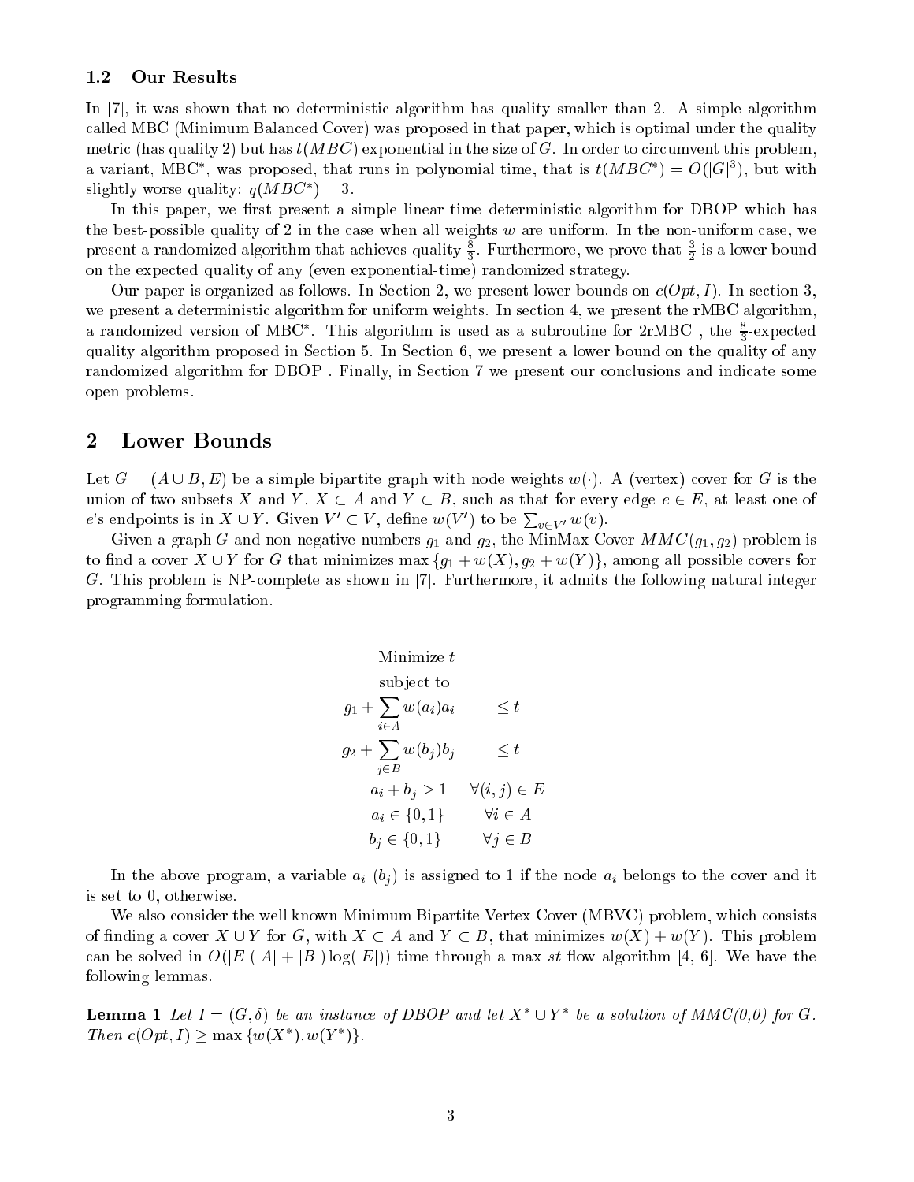### 1.2 Our Results

In [7], it was shown that no deterministic algorithm has quality smaller than 2. A simple algorithm called MBC (Minimum Balanced Cover) was proposed in that paper, which is optimal under the quality metric (has quality 2) but has $t(MBC)$ exponential in the size of $G$. In order to circumvent this problem, a variant, MBC$^*$, was proposed, that runs in polynomial time, that is $t(MBC^*) = O(|G|^3)$, but with slightly worse quality: $q(MBC^*) = 3$.

In this paper, we first present a simple linear time deterministic algorithm for DBOP which has the best-possible quality of 2 in the case when all weights $w$ are uniform. In the non-uniform case, we present a randomized algorithm that achieves quality $\frac{8}{3}$. Furthermore, we prove that $\frac{3}{2}$ is a lower bound on the expected quality of any (even exponential-time) randomized strategy.

Our paper is organized as follows. In Section 2, we present lower bounds on $c(Opt, I)$. In section 3, we present a deterministic algorithm for uniform weights. In section 4, we present the rMBC algorithm, a randomized version of MBC$^*$. This algorithm is used as a subroutine for 2rMBC , the $\frac{8}{3}$-expected quality algorithm proposed in Section 5. In Section 6, we present a lower bound on the quality of any randomized algorithm for DBOP . Finally, in Section 7 we present our conclusions and indicate some open problems.

## 2 Lower Bounds

Let $G = (A \cup B, E)$ be a simple bipartite graph with node weights $w(\cdot)$. A (vertex) cover for $G$ is the union of two subsets $X$ and $Y$, $X \subset A$ and $Y \subset B$, such as that for every edge $e \in E$, at least one of $e$'s endpoints is in $X \cup Y$. Given $V' \subset V$, define $w(V')$ to be $\sum_{v \in V'} w(v)$.

Given a graph $G$ and non-negative numbers $g_1$ and $g_2$, the MinMax Cover $MMC(g_1, g_2)$ problem is to find a cover $X \cup Y$ for $G$ that minimizes $\max\{g_1 + w(X), g_2 + w(Y)\}$, among all possible covers for $G$. This problem is NP-complete as shown in [7]. Furthermore, it admits the following natural integer programming formulation.

$$
\begin{aligned}
&\text{Minimize } t \\
&\text{subject to} \\
&g_1 + \sum_{i \in A} w(a_i) a_i \quad \leq t \\
&g_2 + \sum_{j \in B} w(b_j) b_j \quad \leq t \\
&a_i + b_j \geq 1 \quad \forall (i,j) \in E \\
&a_i \in \{0,1\} \quad \forall i \in A \\
&b_j \in \{0,1\} \quad \forall j \in B
\end{aligned}
$$

In the above program, a variable $a_i$ ($b_j$) is assigned to 1 if the node $a_i$ belongs to the cover and it is set to 0, otherwise.

We also consider the well known Minimum Bipartite Vertex Cover (MBVC) problem, which consists of finding a cover $X \cup Y$ for $G$, with $X \subset A$ and $Y \subset B$, that minimizes $w(X) + w(Y)$. This problem can be solved in $O(|E|(|A| + |B|) \log(|E|))$ time through a max $st$ flow algorithm [4, 6]. We have the following lemmas.

**Lemma 1** *Let $I = (G, \delta)$ be an instance of DBOP and let $X^* \cup Y^*$ be a solution of MMC(0,0) for $G$. Then $c(Opt, I) \geq \max\{w(X^*), w(Y^*)\}$.*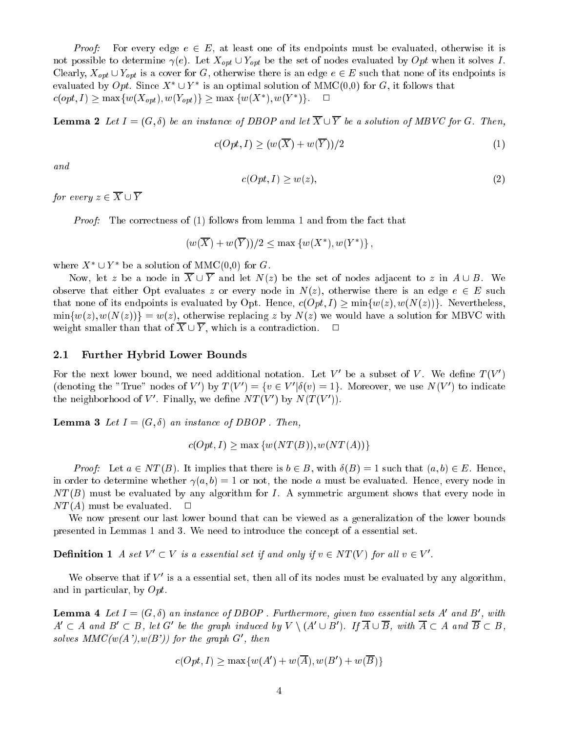*Proof:* For every edge $e \in E$, at least one of its endpoints must be evaluated, otherwise it is not possible to determine $\gamma(e)$. Let $X_{opt} \cup Y_{opt}$ be the set of nodes evaluated by $Opt$ when it solves $I$. Clearly, $X_{opt} \cup Y_{opt}$ is a cover for $G$, otherwise there is an edge $e \in E$ such that none of its endpoints is evaluated by $Opt$. Since $X^* \cup Y^*$ is an optimal solution of MMC(0,0) for $G$, it follows that $c(opt, I) \geq \max\{w(X_{opt}), w(Y_{opt})\} \geq \max\{w(X^*), w(Y^*)\}$. $\square$

**Lemma 2** *Let $I = (G, \delta)$ be an instance of DBOP and let $\overline{X} \cup \overline{Y}$ be a solution of MBVC for $G$. Then,*

$$c(Opt, I) \geq (w(\overline{X}) + w(\overline{Y}))/2 \tag{1}$$

*and*

$$c(Opt, I) \geq w(z), \tag{2}$$

*for every $z \in \overline{X} \cup \overline{Y}$*

*Proof:* The correctness of (1) follows from lemma 1 and from the fact that

$$(w(\overline{X}) + w(\overline{Y}))/2 \leq \max\{w(X^*), w(Y^*)\},$$

where $X^* \cup Y^*$ be a solution of MMC(0,0) for $G$.

Now, let $z$ be a node in $\overline{X} \cup \overline{Y}$ and let $N(z)$ be the set of nodes adjacent to $z$ in $A \cup B$. We observe that either Opt evaluates $z$ or every node in $N(z)$, otherwise there is an edge $e \in E$ such that none of its endpoints is evaluated by Opt. Hence, $c(Opt, I) \geq \min\{w(z), w(N(z))\}$. Nevertheless, $\min\{w(z), w(N(z))\} = w(z)$, otherwise replacing $z$ by $N(z)$ we would have a solution for MBVC with weight smaller than that of $\overline{X} \cup \overline{Y}$, which is a contradiction. $\square$

## 2.1 Further Hybrid Lower Bounds

For the next lower bound, we need additional notation. Let $V'$ be a subset of $V$. We define $T(V')$ (denoting the "True" nodes of $V'$) by $T(V') = \{v \in V' | \delta(v) = 1\}$. Moreover, we use $N(V')$ to indicate the neighborhood of $V'$. Finally, we define $NT(V')$ by $N(T(V'))$.

**Lemma 3** *Let $I = (G, \delta)$ an instance of DBOP . Then,*

$$c(Opt, I) \geq \max\{w(NT(B)), w(NT(A))\}$$

*Proof:* Let $a \in NT(B)$. It implies that there is $b \in B$, with $\delta(B) = 1$ such that $(a, b) \in E$. Hence, in order to determine whether $\gamma(a, b) = 1$ or not, the node $a$ must be evaluated. Hence, every node in $NT(B)$ must be evaluated by any algorithm for $I$. A symmetric argument shows that every node in $NT(A)$ must be evaluated. $\square$

We now present our last lower bound that can be viewed as a generalization of the lower bounds presented in Lemmas 1 and 3. We need to introduce the concept of a essential set.

**Definition 1** *A set $V' \subset V$ is a essential set if and only if $v \in NT(V)$ for all $v \in V'$.*

We observe that if $V'$ is a a essential set, then all of its nodes must be evaluated by any algorithm, and in particular, by $Opt$.

**Lemma 4** *Let $I = (G, \delta)$ an instance of DBOP . Furthermore, given two essential sets $A'$ and $B'$, with $A' \subset A$ and $B' \subset B$, let $G'$ be the graph induced by $V \setminus (A' \cup B')$. If $\overline{A} \cup \overline{B}$, with $\overline{A} \subset A$ and $\overline{B} \subset B$, solves MMC(w(A'),w(B')) for the graph $G'$, then*

$$c(Opt, I) \geq \max\{w(A') + w(\overline{A}), w(B') + w(\overline{B})\}$$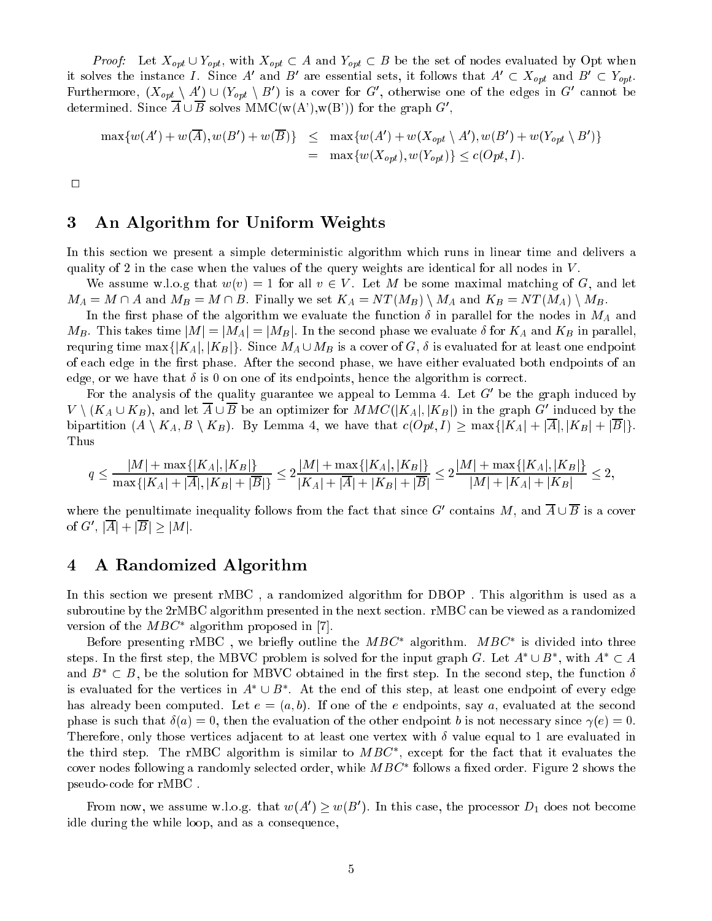*Proof:* Let $X_{opt} \cup Y_{opt}$, with $X_{opt} \subset A$ and $Y_{opt} \subset B$ be the set of nodes evaluated by Opt when it solves the instance $I$. Since $A'$ and $B'$ are essential sets, it follows that $A' \subset X_{opt}$ and $B' \subset Y_{opt}$. Furthermore, $(X_{opt} \setminus A') \cup (Y_{opt} \setminus B')$ is a cover for $G'$, otherwise one of the edges in $G'$ cannot be determined. Since $\overline{A} \cup \overline{B}$ solves MMC(w(A'),w(B')) for the graph $G'$,

$$\begin{aligned}\max\{w(A') + w(\overline{A}), w(B') + w(\overline{B})\} &\leq \max\{w(A') + w(X_{opt} \setminus A'), w(B') + w(Y_{opt} \setminus B')\} \\ &= \max\{w(X_{opt}), w(Y_{opt})\} \leq c(Opt, I).\end{aligned}$$

□

## 3 An Algorithm for Uniform Weights

In this section we present a simple deterministic algorithm which runs in linear time and delivers a quality of 2 in the case when the values of the query weights are identical for all nodes in $V$.

We assume w.l.o.g that $w(v) = 1$ for all $v \in V$. Let $M$ be some maximal matching of $G$, and let $M_A = M \cap A$ and $M_B = M \cap B$. Finally we set $K_A = NT(M_B) \setminus M_A$ and $K_B = NT(M_A) \setminus M_B$.

In the first phase of the algorithm we evaluate the function $\delta$ in parallel for the nodes in $M_A$ and $M_B$. This takes time $|M| = |M_A| = |M_B|$. In the second phase we evaluate $\delta$ for $K_A$ and $K_B$ in parallel, requring time $\max\{|K_A|, |K_B|\}$. Since $M_A \cup M_B$ is a cover of $G$, $\delta$ is evaluated for at least one endpoint of each edge in the first phase. After the second phase, we have either evaluated both endpoints of an edge, or we have that $\delta$ is 0 on one of its endpoints, hence the algorithm is correct.

For the analysis of the quality guarantee we appeal to Lemma 4. Let $G'$ be the graph induced by $V \setminus (K_A \cup K_B)$, and let $\overline{A} \cup \overline{B}$ be an optimizer for $MMC(|K_A|, |K_B|)$ in the graph $G'$ induced by the bipartition $(A \setminus K_A, B \setminus K_B)$. By Lemma 4, we have that $c(Opt, I) \geq \max\{|K_A| + |\overline{A}|, |K_B| + |\overline{B}|\}$. Thus

$$q \leq \frac{|M| + \max\{|K_A|, |K_B|\}}{\max\{|K_A| + |\overline{A}|, |K_B| + |\overline{B}|\}} \leq 2\frac{|M| + \max\{|K_A|, |K_B|\}}{|K_A| + |\overline{A}| + |K_B| + |\overline{B}|} \leq 2\frac{|M| + \max\{|K_A|, |K_B|\}}{|M| + |K_A| + |K_B|} \leq 2,$$

where the penultimate inequality follows from the fact that since $G'$ contains $M$, and $\overline{A} \cup \overline{B}$ is a cover of $G'$, $|\overline{A}| + |\overline{B}| \geq |M|$.

## 4 A Randomized Algorithm

In this section we present rMBC , a randomized algorithm for DBOP . This algorithm is used as a subroutine by the 2rMBC algorithm presented in the next section. rMBC can be viewed as a randomized version of the $MBC^*$ algorithm proposed in [7].

Before presenting rMBC , we briefly outline the $MBC^*$ algorithm. $MBC^*$ is divided into three steps. In the first step, the MBVC problem is solved for the input graph $G$. Let $A^* \cup B^*$, with $A^* \subset A$ and $B^* \subset B$, be the solution for MBVC obtained in the first step. In the second step, the function $\delta$ is evaluated for the vertices in $A^* \cup B^*$. At the end of this step, at least one endpoint of every edge has already been computed. Let $e = (a, b)$. If one of the $e$ endpoints, say $a$, evaluated at the second phase is such that $\delta(a) = 0$, then the evaluation of the other endpoint $b$ is not necessary since $\gamma(e) = 0$. Therefore, only those vertices adjacent to at least one vertex with $\delta$ value equal to 1 are evaluated in the third step. The rMBC algorithm is similar to $MBC^*$, except for the fact that it evaluates the cover nodes following a randomly selected order, while $MBC^*$ follows a fixed order. Figure 2 shows the pseudo-code for rMBC .

From now, we assume w.l.o.g. that $w(A') \geq w(B')$. In this case, the processor $D_1$ does not become idle during the while loop, and as a consequence,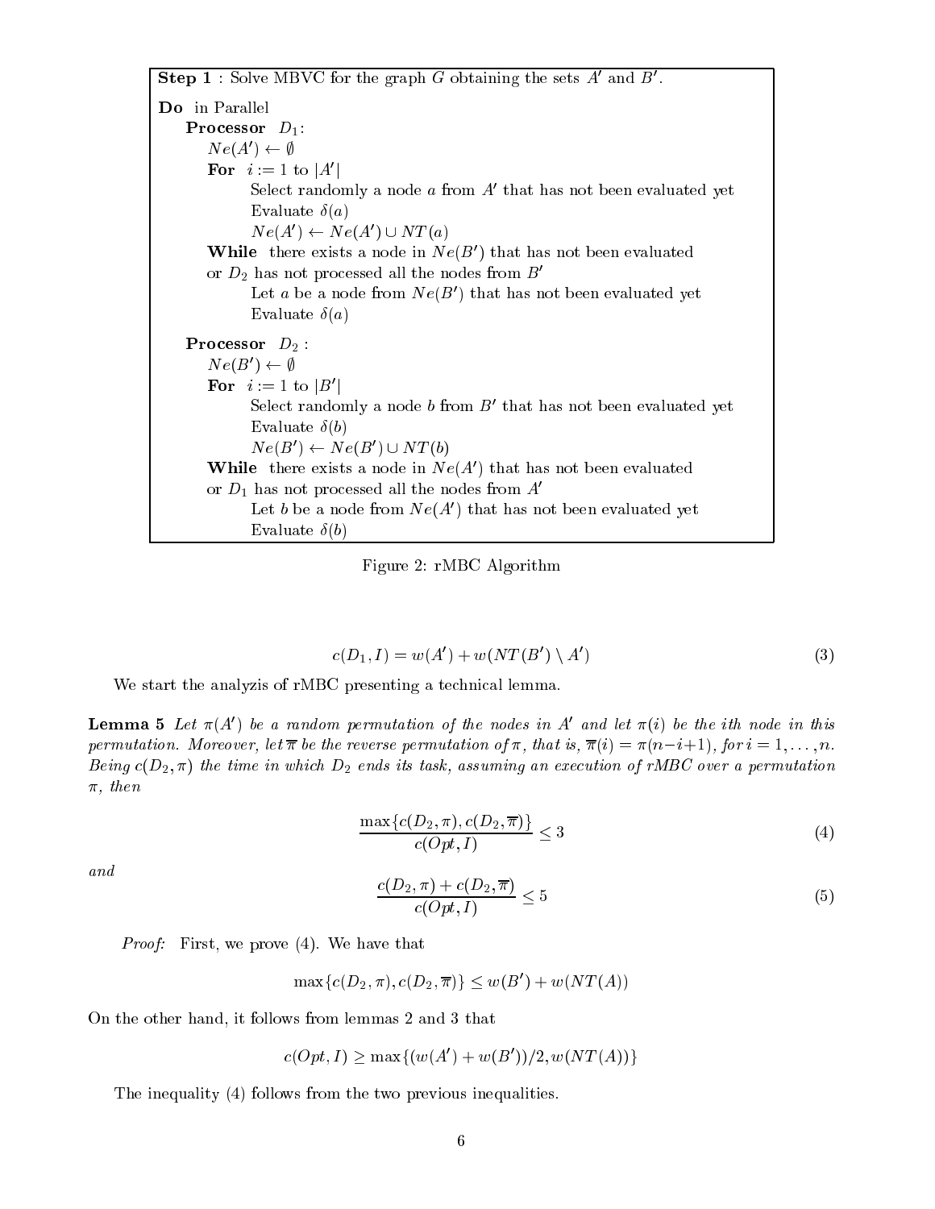```
Step 1 : Solve MBVC for the graph G obtaining the sets A' and B'.

Do in Parallel
    Processor D1:
        Ne(A') ← ∅
        For i := 1 to |A'|
            Select randomly a node a from A' that has not been evaluated yet
            Evaluate δ(a)
            Ne(A') ← Ne(A') ∪ NT(a)
        While there exists a node in Ne(B') that has not been evaluated
        or D2 has not processed all the nodes from B'
            Let a be a node from Ne(B') that has not been evaluated yet
            Evaluate δ(a)

    Processor D2 :
        Ne(B') ← ∅
        For i := 1 to |B'|
            Select randomly a node b from B' that has not been evaluated yet
            Evaluate δ(b)
            Ne(B') ← Ne(B') ∪ NT(b)
        While there exists a node in Ne(A') that has not been evaluated
        or D1 has not processed all the nodes from A'
            Let b be a node from Ne(A') that has not been evaluated yet
            Evaluate δ(b)
```

Figure 2: rMBC Algorithm

$$c(D_1, I) = w(A') + w(NT(B') \setminus A') \tag{3}$$

We start the analyzis of rMBC presenting a technical lemma.

**Lemma 5** *Let $\pi(A')$ be a random permutation of the nodes in $A'$ and let $\pi(i)$ be the ith node in this permutation. Moreover, let $\overline{\pi}$ be the reverse permutation of $\pi$, that is, $\overline{\pi}(i) = \pi(n-i+1)$, for $i = 1, \ldots, n$. Being $c(D_2, \pi)$ the time in which $D_2$ ends its task, assuming an execution of rMBC over a permutation $\pi$, then*

$$\frac{\max\{c(D_2, \pi), c(D_2, \overline{\pi})\}}{c(Opt, I)} \leq 3 \tag{4}$$

*and*

$$\frac{c(D_2, \pi) + c(D_2, \overline{\pi})}{c(Opt, I)} \leq 5 \tag{5}$$

*Proof:* First, we prove (4). We have that

$$\max\{c(D_2, \pi), c(D_2, \overline{\pi})\} \leq w(B') + w(NT(A))$$

On the other hand, it follows from lemmas 2 and 3 that

$$c(Opt, I) \geq \max\{(w(A') + w(B'))/2, w(NT(A))\}$$

The inequality (4) follows from the two previous inequalities.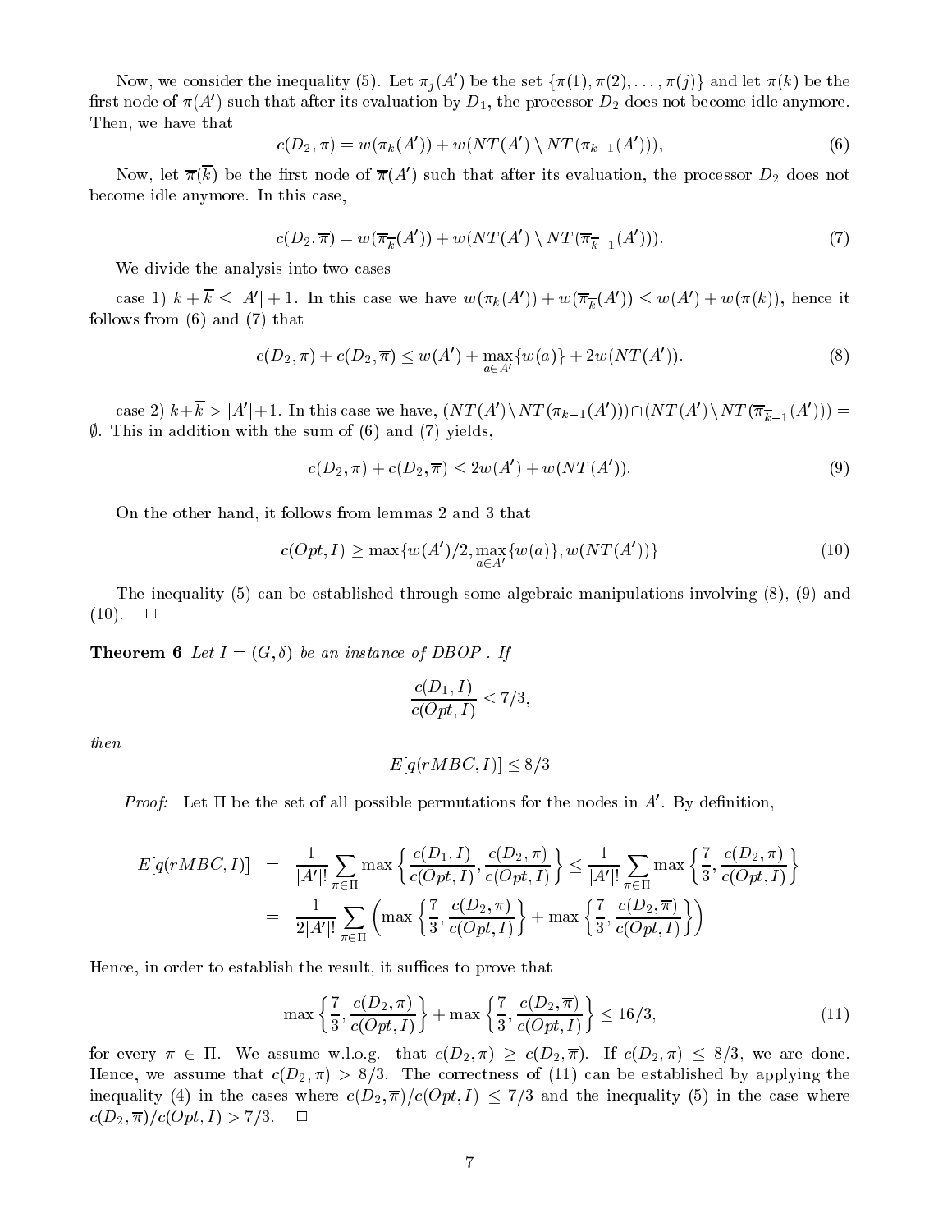Now, we consider the inequality (5). Let $\pi_j(A')$ be the set $\{\pi(1), \pi(2), \ldots, \pi(j)\}$ and let $\pi(k)$ be the first node of $\pi(A')$ such that after its evaluation by $D_1$, the processor $D_2$ does not become idle anymore. Then, we have that

$$c(D_2, \pi) = w(\pi_k(A')) + w(NT(A') \setminus NT(\pi_{k-1}(A'))), \tag{6}$$

Now, let $\overline{\pi}(\overline{k})$ be the first node of $\overline{\pi}(A')$ such that after its evaluation, the processor $D_2$ does not become idle anymore. In this case,

$$c(D_2, \overline{\pi}) = w(\overline{\pi}_{\overline{k}}(A')) + w(NT(A') \setminus NT(\overline{\pi}_{\overline{k}-1}(A'))). \tag{7}$$

We divide the analysis into two cases

case 1) $k + \overline{k} \leq |A'| + 1$. In this case we have $w(\pi_k(A')) + w(\overline{\pi}_{\overline{k}}(A')) \leq w(A') + w(\pi(k))$, hence it follows from (6) and (7) that

$$c(D_2, \pi) + c(D_2, \overline{\pi}) \leq w(A') + \max_{a \in A'}\{w(a)\} + 2w(NT(A')). \tag{8}$$

case 2) $k + \overline{k} > |A'| + 1$. In this case we have, $(NT(A') \setminus NT(\pi_{k-1}(A'))) \cap (NT(A') \setminus NT(\overline{\pi}_{\overline{k}-1}(A'))) = \emptyset$. This in addition with the sum of (6) and (7) yields,

$$c(D_2, \pi) + c(D_2, \overline{\pi}) \leq 2w(A') + w(NT(A')). \tag{9}$$

On the other hand, it follows from lemmas 2 and 3 that

$$c(Opt, I) \geq \max\{w(A')/2, \max_{a \in A'}\{w(a)\}, w(NT(A'))\} \tag{10}$$

The inequality (5) can be established through some algebraic manipulations involving (8), (9) and (10). $\square$

**Theorem 6** *Let $I = (G, \delta)$ be an instance of DBOP . If*

$$\frac{c(D_1, I)}{c(Opt, I)} \leq 7/3,$$

*then*

$$E[q(rMBC, I)] \leq 8/3$$

*Proof:* Let $\Pi$ be the set of all possible permutations for the nodes in $A'$. By definition,

$$\begin{aligned}
E[q(rMBC, I)] &= \frac{1}{|A'|!} \sum_{\pi \in \Pi} \max\left\{\frac{c(D_1, I)}{c(Opt, I)}, \frac{c(D_2, \pi)}{c(Opt, I)}\right\} \leq \frac{1}{|A'|!} \sum_{\pi \in \Pi} \max\left\{\frac{7}{3}, \frac{c(D_2, \pi)}{c(Opt, I)}\right\} \\
&= \frac{1}{2|A'|!} \sum_{\pi \in \Pi} \left(\max\left\{\frac{7}{3}, \frac{c(D_2, \pi)}{c(Opt, I)}\right\} + \max\left\{\frac{7}{3}, \frac{c(D_2, \overline{\pi})}{c(Opt, I)}\right\}\right)
\end{aligned}$$

Hence, in order to establish the result, it suffices to prove that

$$\max\left\{\frac{7}{3}, \frac{c(D_2, \pi)}{c(Opt, I)}\right\} + \max\left\{\frac{7}{3}, \frac{c(D_2, \overline{\pi})}{c(Opt, I)}\right\} \leq 16/3, \tag{11}$$

for every $\pi \in \Pi$. We assume w.l.o.g. that $c(D_2, \pi) \geq c(D_2, \overline{\pi})$. If $c(D_2, \pi) \leq 8/3$, we are done. Hence, we assume that $c(D_2, \pi) > 8/3$. The correctness of (11) can be established by applying the inequality (4) in the cases where $c(D_2, \overline{\pi})/c(Opt, I) \leq 7/3$ and the inequality (5) in the case where $c(D_2, \overline{\pi})/c(Opt, I) > 7/3$. $\square$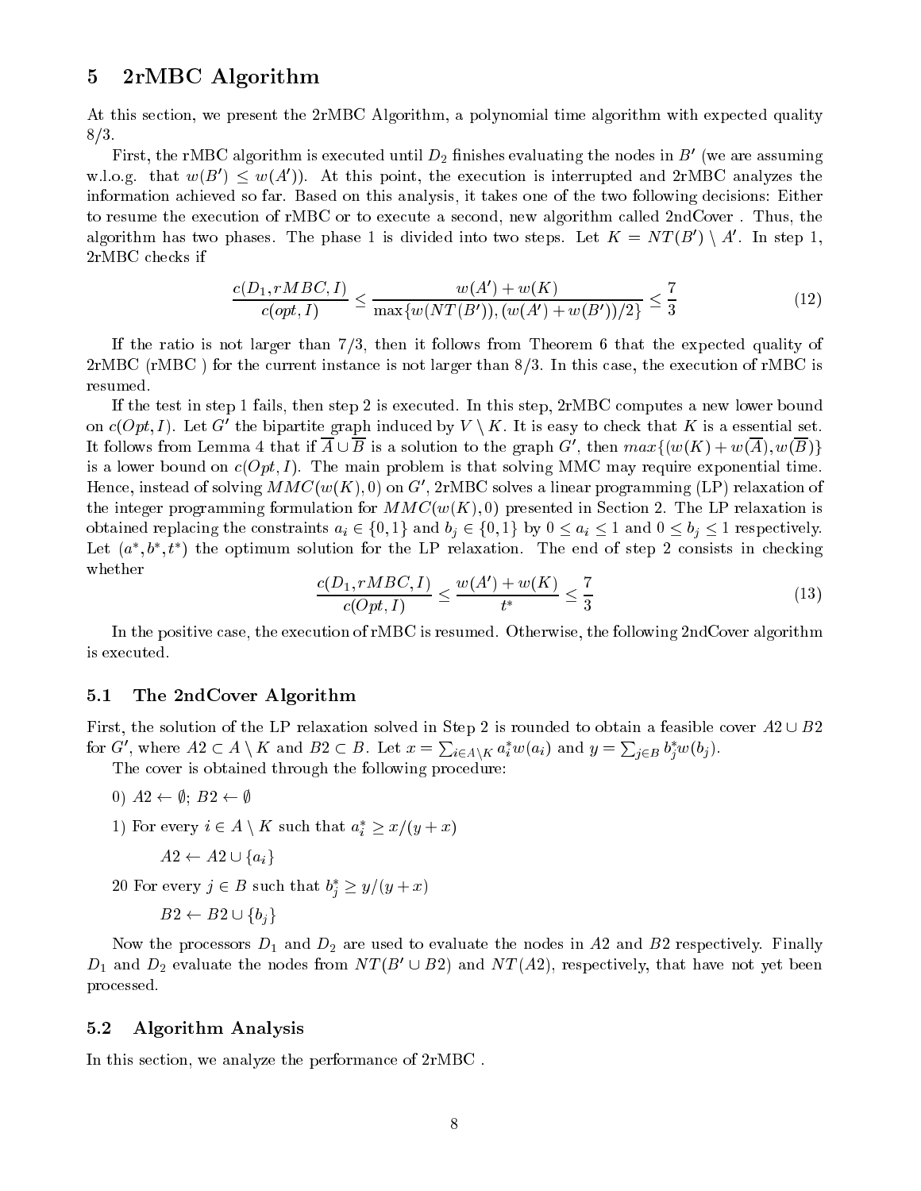## 5 2rMBC Algorithm

At this section, we present the 2rMBC Algorithm, a polynomial time algorithm with expected quality 8/3.

First, the rMBC algorithm is executed until $D_2$ finishes evaluating the nodes in $B'$ (we are assuming w.l.o.g. that $w(B') \leq w(A')$). At this point, the execution is interrupted and 2rMBC analyzes the information achieved so far. Based on this analysis, it takes one of the two following decisions: Either to resume the execution of rMBC or to execute a second, new algorithm called 2ndCover . Thus, the algorithm has two phases. The phase 1 is divided into two steps. Let $K = NT(B') \setminus A'$. In step 1, 2rMBC checks if

$$\frac{c(D_1, rMBC, I)}{c(opt, I)} \leq \frac{w(A') + w(K)}{\max\{w(NT(B')), (w(A') + w(B'))/2\}} \leq \frac{7}{3} \tag{12}$$

If the ratio is not larger than 7/3, then it follows from Theorem 6 that the expected quality of 2rMBC (rMBC ) for the current instance is not larger than 8/3. In this case, the execution of rMBC is resumed.

If the test in step 1 fails, then step 2 is executed. In this step, 2rMBC computes a new lower bound on $c(Opt, I)$. Let $G'$ the bipartite graph induced by $V \setminus K$. It is easy to check that $K$ is a essential set. It follows from Lemma 4 that if $\overline{A} \cup \overline{B}$ is a solution to the graph $G'$, then $max\{(w(K) + w(\overline{A}), w(\overline{B})\}$ is a lower bound on $c(Opt, I)$. The main problem is that solving MMC may require exponential time. Hence, instead of solving $MMC(w(K), 0)$ on $G'$, 2rMBC solves a linear programming (LP) relaxation of the integer programming formulation for $MMC(w(K), 0)$ presented in Section 2. The LP relaxation is obtained replacing the constraints $a_i \in \{0, 1\}$ and $b_j \in \{0, 1\}$ by $0 \leq a_i \leq 1$ and $0 \leq b_j \leq 1$ respectively. Let $(a^*, b^*, t^*)$ the optimum solution for the LP relaxation. The end of step 2 consists in checking whether

$$\frac{c(D_1, rMBC, I)}{c(Opt, I)} \leq \frac{w(A') + w(K)}{t^*} \leq \frac{7}{3} \tag{13}$$

In the positive case, the execution of rMBC is resumed. Otherwise, the following 2ndCover algorithm is executed.

### 5.1 The 2ndCover Algorithm

First, the solution of the LP relaxation solved in Step 2 is rounded to obtain a feasible cover $A2 \cup B2$ for $G'$, where $A2 \subset A \setminus K$ and $B2 \subset B$. Let $x = \sum_{i \in A \setminus K} a_i^* w(a_i)$ and $y = \sum_{j \in B} b_j^* w(b_j)$.

The cover is obtained through the following procedure:

0) $A2 \leftarrow \emptyset$; $B2 \leftarrow \emptyset$

1) For every $i \in A \setminus K$ such that $a_i^* \geq x/(y + x)$

   $A2 \leftarrow A2 \cup \{a_i\}$

20 For every $j \in B$ such that $b_j^* \geq y/(y + x)$

   $B2 \leftarrow B2 \cup \{b_j\}$

Now the processors $D_1$ and $D_2$ are used to evaluate the nodes in $A2$ and $B2$ respectively. Finally $D_1$ and $D_2$ evaluate the nodes from $NT(B' \cup B2)$ and $NT(A2)$, respectively, that have not yet been processed.

### 5.2 Algorithm Analysis

In this section, we analyze the performance of 2rMBC .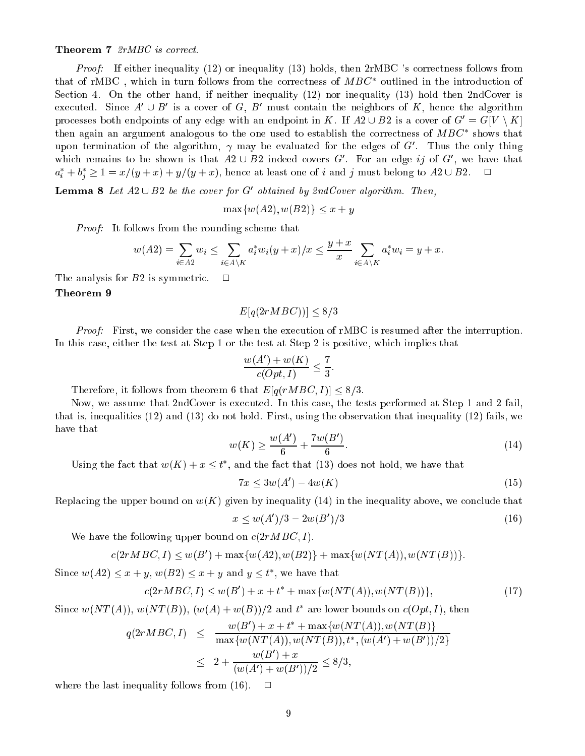**Theorem 7** *2rMBC is correct.*

*Proof:* If either inequality (12) or inequality (13) holds, then 2rMBC 's correctness follows from that of rMBC , which in turn follows from the correctness of $MBC^*$ outlined in the introduction of Section 4. On the other hand, if neither inequality (12) nor inequality (13) hold then 2ndCover is executed. Since $A' \cup B'$ is a cover of $G$, $B'$ must contain the neighbors of $K$, hence the algorithm processes both endpoints of any edge with an endpoint in $K$. If $A2 \cup B2$ is a cover of $G' = G[V \setminus K]$ then again an argument analogous to the one used to establish the correctness of $MBC^*$ shows that upon termination of the algorithm, $\gamma$ may be evaluated for the edges of $G'$. Thus the only thing which remains to be shown is that $A2 \cup B2$ indeed covers $G'$. For an edge $ij$ of $G'$, we have that $a_i^* + b_j^* \geq 1 = x/(y+x) + y/(y+x)$, hence at least one of $i$ and $j$ must belong to $A2 \cup B2$. □

**Lemma 8** *Let $A2 \cup B2$ be the cover for $G'$ obtained by 2ndCover algorithm. Then,*

$$\max\{w(A2), w(B2)\} \leq x + y$$

*Proof:* It follows from the rounding scheme that

$$w(A2) = \sum_{i \in A2} w_i \leq \sum_{i \in A \setminus K} a_i^* w_i (y+x)/x \leq \frac{y+x}{x} \sum_{i \in A \setminus K} a_i^* w_i = y + x.$$

The analysis for $B2$ is symmetric. □

**Theorem 9**

$$E[q(2rMBC))] \leq 8/3$$

*Proof:* First, we consider the case when the execution of rMBC is resumed after the interruption. In this case, either the test at Step 1 or the test at Step 2 is positive, which implies that

$$\frac{w(A') + w(K)}{c(Opt, I)} \leq \frac{7}{3}.$$

Therefore, it follows from theorem 6 that $E[q(rMBC, I)] \leq 8/3$.

Now, we assume that 2ndCover is executed. In this case, the tests performed at Step 1 and 2 fail, that is, inequalities (12) and (13) do not hold. First, using the observation that inequality (12) fails, we have that

$$w(K) \geq \frac{w(A')}{6} + \frac{7w(B')}{6}. \tag{14}$$

Using the fact that $w(K) + x \leq t^*$, and the fact that (13) does not hold, we have that

$$7x \leq 3w(A') - 4w(K) \tag{15}$$

Replacing the upper bound on $w(K)$ given by inequality (14) in the inequality above, we conclude that

$$x \leq w(A')/3 - 2w(B')/3 \tag{16}$$

We have the following upper bound on $c(2rMBC, I)$.

$$c(2rMBC, I) \leq w(B') + \max\{w(A2), w(B2)\} + \max\{w(NT(A)), w(NT(B))\}.$$

Since $w(A2) \leq x + y$, $w(B2) \leq x + y$ and $y \leq t^*$, we have that

$$c(2rMBC, I) \leq w(B') + x + t^* + \max\{w(NT(A)), w(NT(B))\}, \tag{17}$$

Since $w(NT(A))$, $w(NT(B))$, $(w(A) + w(B))/2$ and $t^*$ are lower bounds on $c(Opt, I)$, then

$$\begin{aligned}
q(2rMBC, I) &\leq \frac{w(B') + x + t^* + \max\{w(NT(A)), w(NT(B)\}}{\max\{w(NT(A)), w(NT(B)), t^*, (w(A') + w(B'))/2\}} \\
&\leq 2 + \frac{w(B') + x}{(w(A') + w(B'))/2} \leq 8/3,
\end{aligned}$$

where the last inequality follows from (16). □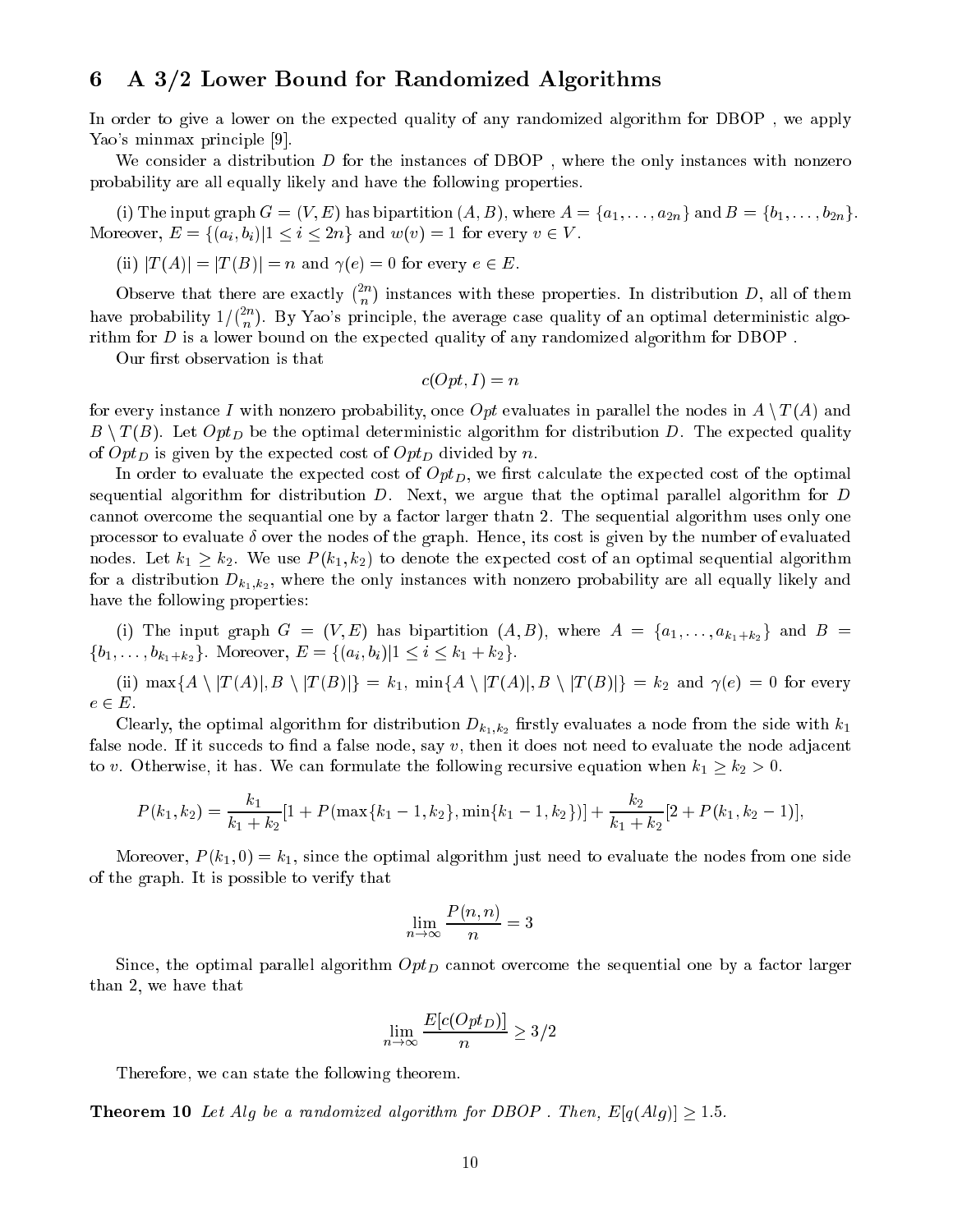## 6 A 3/2 Lower Bound for Randomized Algorithms

In order to give a lower on the expected quality of any randomized algorithm for DBOP , we apply Yao's minmax principle [9].

We consider a distribution $D$ for the instances of DBOP , where the only instances with nonzero probability are all equally likely and have the following properties.

(i) The input graph $G = (V, E)$ has bipartition $(A, B)$, where $A = \{a_1, \ldots, a_{2n}\}$ and $B = \{b_1, \ldots, b_{2n}\}$. Moreover, $E = \{(a_i, b_i) | 1 \leq i \leq 2n\}$ and $w(v) = 1$ for every $v \in V$.

(ii) $|T(A)| = |T(B)| = n$ and $\gamma(e) = 0$ for every $e \in E$.

Observe that there are exactly $\binom{2n}{n}$ instances with these properties. In distribution $D$, all of them have probability $1/\binom{2n}{n}$. By Yao's principle, the average case quality of an optimal deterministic algorithm for $D$ is a lower bound on the expected quality of any randomized algorithm for DBOP .

Our first observation is that

$$c(Opt, I) = n$$

for every instance $I$ with nonzero probability, once $Opt$ evaluates in parallel the nodes in $A \setminus T(A)$ and $B \setminus T(B)$. Let $Opt_D$ be the optimal deterministic algorithm for distribution $D$. The expected quality of $Opt_D$ is given by the expected cost of $Opt_D$ divided by $n$.

In order to evaluate the expected cost of $Opt_D$, we first calculate the expected cost of the optimal sequential algorithm for distribution $D$. Next, we argue that the optimal parallel algorithm for $D$ cannot overcome the sequential one by a factor larger thatn 2. The sequential algorithm uses only one processor to evaluate $\delta$ over the nodes of the graph. Hence, its cost is given by the number of evaluated nodes. Let $k_1 \geq k_2$. We use $P(k_1, k_2)$ to denote the expected cost of an optimal sequential algorithm for a distribution $D_{k_1,k_2}$, where the only instances with nonzero probability are all equally likely and have the following properties:

(i) The input graph $G = (V, E)$ has bipartition $(A, B)$, where $A = \{a_1, \ldots, a_{k_1+k_2}\}$ and $B = \{b_1, \ldots, b_{k_1+k_2}\}$. Moreover, $E = \{(a_i, b_i) | 1 \leq i \leq k_1 + k_2\}$.

(ii) $\max\{A \setminus |T(A)|, B \setminus |T(B)|\} = k_1$, $\min\{A \setminus |T(A)|, B \setminus |T(B)|\} = k_2$ and $\gamma(e) = 0$ for every $e \in E$.

Clearly, the optimal algorithm for distribution $D_{k_1,k_2}$ firstly evaluates a node from the side with $k_1$ false node. If it succeds to find a false node, say $v$, then it does not need to evaluate the node adjacent to $v$. Otherwise, it has. We can formulate the following recursive equation when $k_1 \geq k_2 > 0$.

$$P(k_1, k_2) = \frac{k_1}{k_1 + k_2}[1 + P(\max\{k_1 - 1, k_2\}, \min\{k_1 - 1, k_2\})] + \frac{k_2}{k_1 + k_2}[2 + P(k_1, k_2 - 1)],$$

Moreover, $P(k_1, 0) = k_1$, since the optimal algorithm just need to evaluate the nodes from one side of the graph. It is possible to verify that

$$\lim_{n \to \infty} \frac{P(n, n)}{n} = 3$$

Since, the optimal parallel algorithm $Opt_D$ cannot overcome the sequential one by a factor larger than 2, we have that

$$\lim_{n \to \infty} \frac{E[c(Opt_D)]}{n} \geq 3/2$$

Therefore, we can state the following theorem.

**Theorem 10** *Let $Alg$ be a randomized algorithm for DBOP . Then, $E[q(Alg)] \geq 1.5$.*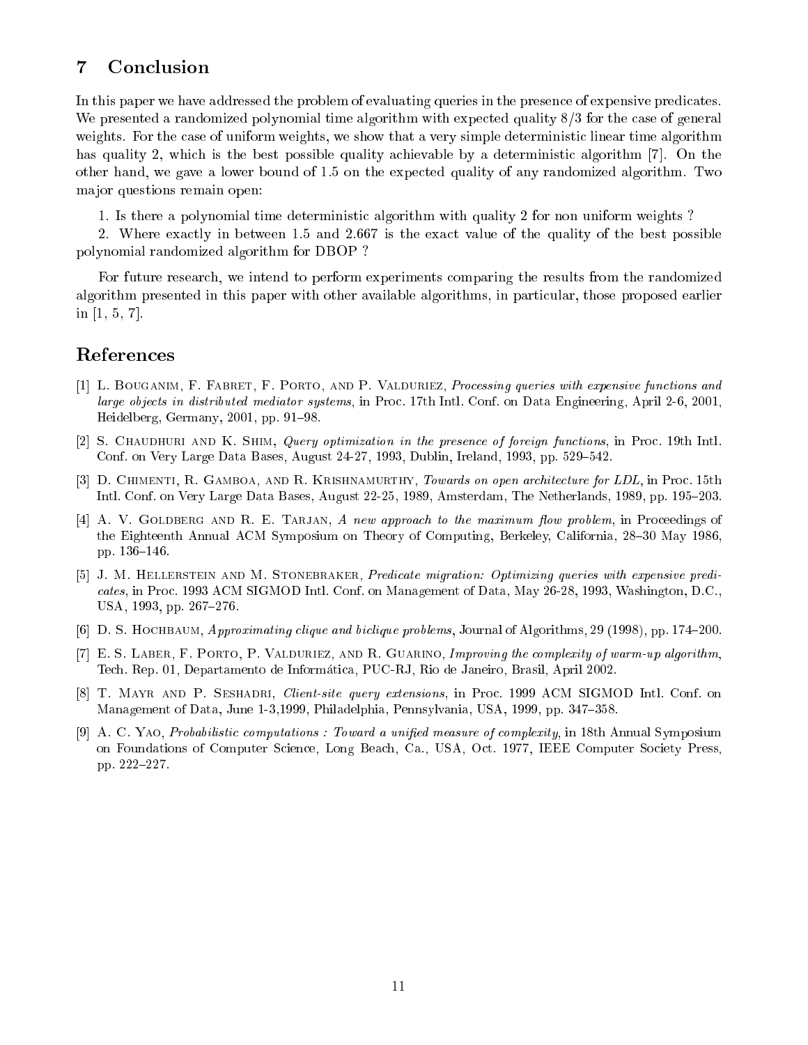## 7 Conclusion

In this paper we have addressed the problem of evaluating queries in the presence of expensive predicates. We presented a randomized polynomial time algorithm with expected quality $8/3$ for the case of general weights. For the case of uniform weights, we show that a very simple deterministic linear time algorithm has quality 2, which is the best possible quality achievable by a deterministic algorithm [7]. On the other hand, we gave a lower bound of 1.5 on the expected quality of any randomized algorithm. Two major questions remain open:

1. Is there a polynomial time deterministic algorithm with quality 2 for non uniform weights ?

2. Where exactly in between 1.5 and 2.667 is the exact value of the quality of the best possible polynomial randomized algorithm for DBOP ?

For future research, we intend to perform experiments comparing the results from the randomized algorithm presented in this paper with other available algorithms, in particular, those proposed earlier in [1, 5, 7].

## References

[1] L. Bouganim, F. Fabret, F. Porto, and P. Valduriez, *Processing queries with expensive functions and large objects in distributed mediator systems*, in Proc. 17th Intl. Conf. on Data Engineering, April 2-6, 2001, Heidelberg, Germany, 2001, pp. 91–98.

[2] S. Chaudhuri and K. Shim, *Query optimization in the presence of foreign functions*, in Proc. 19th Intl. Conf. on Very Large Data Bases, August 24-27, 1993, Dublin, Ireland, 1993, pp. 529–542.

[3] D. Chimenti, R. Gamboa, and R. Krishnamurthy, *Towards on open architecture for LDL*, in Proc. 15th Intl. Conf. on Very Large Data Bases, August 22-25, 1989, Amsterdam, The Netherlands, 1989, pp. 195–203.

[4] A. V. Goldberg and R. E. Tarjan, *A new approach to the maximum flow problem*, in Proceedings of the Eighteenth Annual ACM Symposium on Theory of Computing, Berkeley, California, 28–30 May 1986, pp. 136–146.

[5] J. M. Hellerstein and M. Stonebraker, *Predicate migration: Optimizing queries with expensive predicates*, in Proc. 1993 ACM SIGMOD Intl. Conf. on Management of Data, May 26-28, 1993, Washington, D.C., USA, 1993, pp. 267–276.

[6] D. S. Hochbaum, *Approximating clique and biclique problems*, Journal of Algorithms, 29 (1998), pp. 174–200.

[7] E. S. Laber, F. Porto, P. Valduriez, and R. Guarino, *Improving the complexity of warm-up algorithm*, Tech. Rep. 01, Departamento de Informática, PUC-RJ, Rio de Janeiro, Brasil, April 2002.

[8] T. Mayr and P. Seshadri, *Client-site query extensions*, in Proc. 1999 ACM SIGMOD Intl. Conf. on Management of Data, June 1-3,1999, Philadelphia, Pennsylvania, USA, 1999, pp. 347–358.

[9] A. C. Yao, *Probabilistic computations : Toward a unified measure of complexity*, in 18th Annual Symposium on Foundations of Computer Science, Long Beach, Ca., USA, Oct. 1977, IEEE Computer Society Press, pp. 222–227.